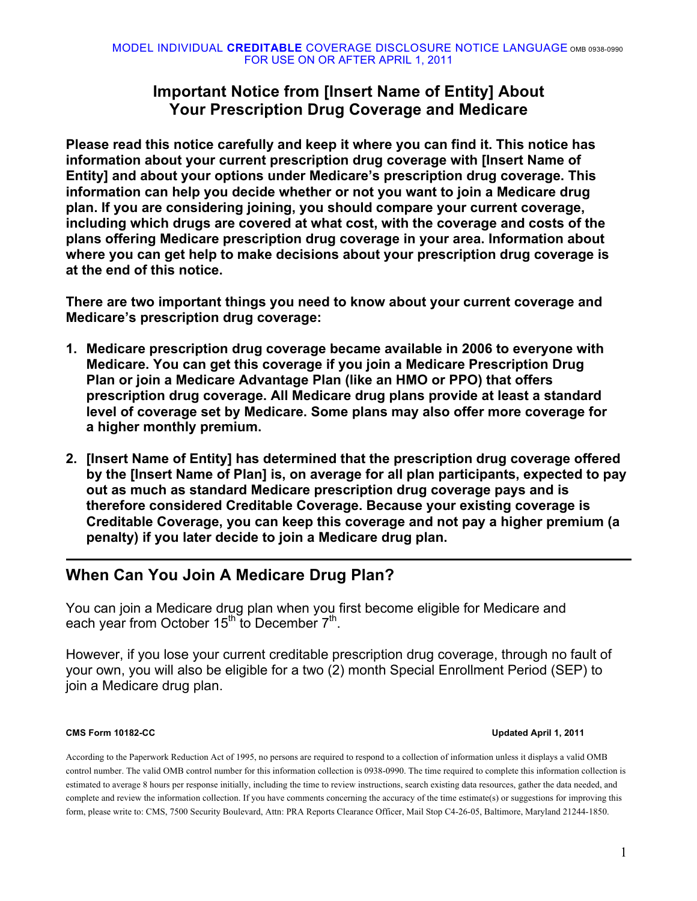MODEL INDIVIDUAL **CREDITABLE** COVERAGE DISCLOSURE NOTICE LANGUAGE OMB 0938-0990
FOR USE ON OR AFTER APRIL 1, 2011

# Important Notice from [Insert Name of Entity] About Your Prescription Drug Coverage and Medicare

**Please read this notice carefully and keep it where you can find it. This notice has information about your current prescription drug coverage with [Insert Name of Entity] and about your options under Medicare's prescription drug coverage. This information can help you decide whether or not you want to join a Medicare drug plan. If you are considering joining, you should compare your current coverage, including which drugs are covered at what cost, with the coverage and costs of the plans offering Medicare prescription drug coverage in your area. Information about where you can get help to make decisions about your prescription drug coverage is at the end of this notice.**

**There are two important things you need to know about your current coverage and Medicare's prescription drug coverage:**

1. **Medicare prescription drug coverage became available in 2006 to everyone with Medicare. You can get this coverage if you join a Medicare Prescription Drug Plan or join a Medicare Advantage Plan (like an HMO or PPO) that offers prescription drug coverage. All Medicare drug plans provide at least a standard level of coverage set by Medicare. Some plans may also offer more coverage for a higher monthly premium.**

2. **[Insert Name of Entity] has determined that the prescription drug coverage offered by the [Insert Name of Plan] is, on average for all plan participants, expected to pay out as much as standard Medicare prescription drug coverage pays and is therefore considered Creditable Coverage. Because your existing coverage is Creditable Coverage, you can keep this coverage and not pay a higher premium (a penalty) if you later decide to join a Medicare drug plan.**

---

## When Can You Join A Medicare Drug Plan?

You can join a Medicare drug plan when you first become eligible for Medicare and each year from October 15th to December 7th.

However, if you lose your current creditable prescription drug coverage, through no fault of your own, you will also be eligible for a two (2) month Special Enrollment Period (SEP) to join a Medicare drug plan.

**CMS Form 10182-CC** **Updated April 1, 2011**

According to the Paperwork Reduction Act of 1995, no persons are required to respond to a collection of information unless it displays a valid OMB control number. The valid OMB control number for this information collection is 0938-0990. The time required to complete this information collection is estimated to average 8 hours per response initially, including the time to review instructions, search existing data resources, gather the data needed, and complete and review the information collection. If you have comments concerning the accuracy of the time estimate(s) or suggestions for improving this form, please write to: CMS, 7500 Security Boulevard, Attn: PRA Reports Clearance Officer, Mail Stop C4-26-05, Baltimore, Maryland 21244-1850.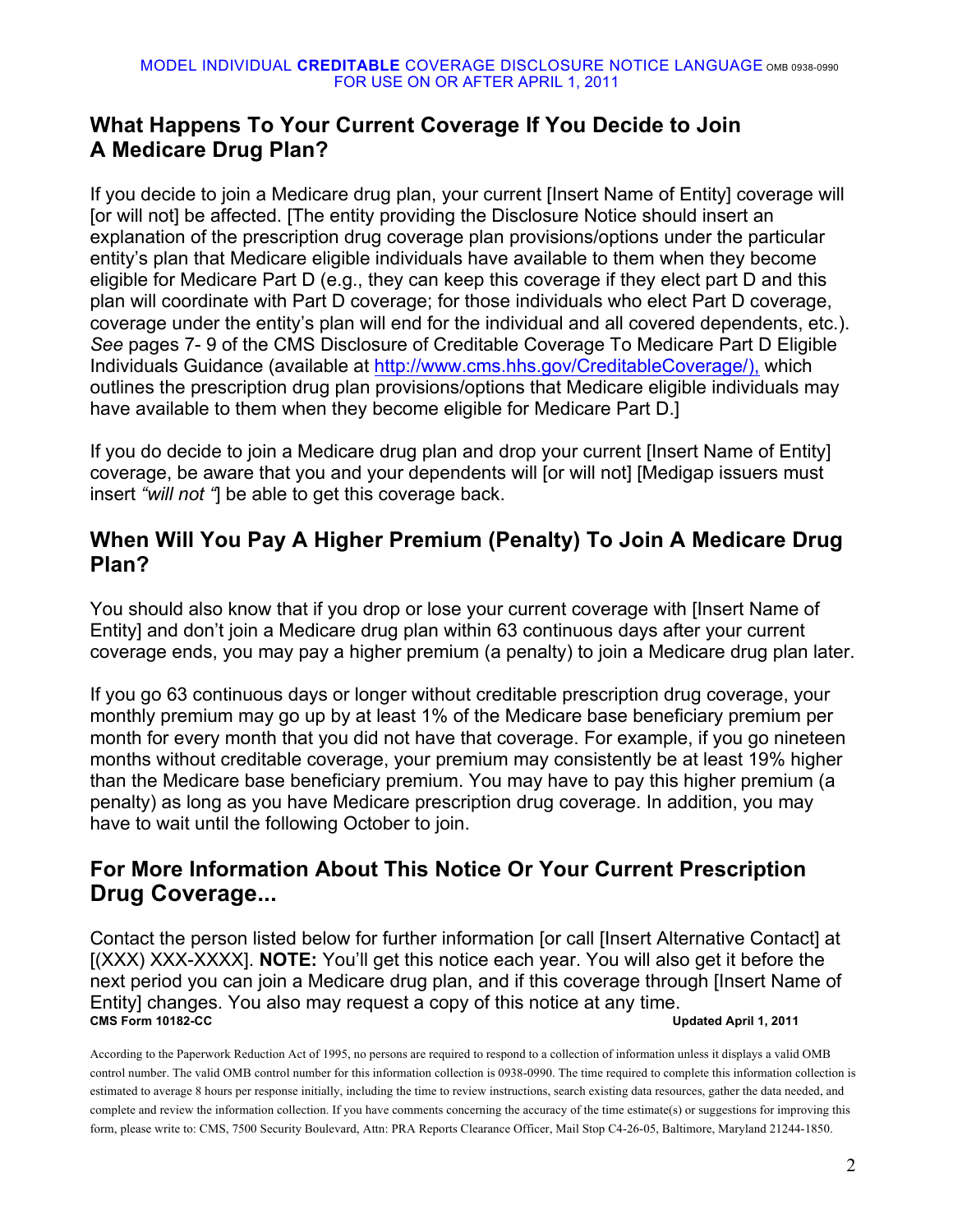## What Happens To Your Current Coverage If You Decide to Join A Medicare Drug Plan?

If you decide to join a Medicare drug plan, your current [Insert Name of Entity] coverage will [or will not] be affected. [The entity providing the Disclosure Notice should insert an explanation of the prescription drug coverage plan provisions/options under the particular entity's plan that Medicare eligible individuals have available to them when they become eligible for Medicare Part D (e.g., they can keep this coverage if they elect part D and this plan will coordinate with Part D coverage; for those individuals who elect Part D coverage, coverage under the entity's plan will end for the individual and all covered dependents, etc.). *See* pages 7- 9 of the CMS Disclosure of Creditable Coverage To Medicare Part D Eligible Individuals Guidance (available at http://www.cms.hhs.gov/CreditableCoverage/), which outlines the prescription drug plan provisions/options that Medicare eligible individuals may have available to them when they become eligible for Medicare Part D.]

If you do decide to join a Medicare drug plan and drop your current [Insert Name of Entity] coverage, be aware that you and your dependents will [or will not] [Medigap issuers must insert *"will not "*] be able to get this coverage back.

## When Will You Pay A Higher Premium (Penalty) To Join A Medicare Drug Plan?

You should also know that if you drop or lose your current coverage with [Insert Name of Entity] and don't join a Medicare drug plan within 63 continuous days after your current coverage ends, you may pay a higher premium (a penalty) to join a Medicare drug plan later.

If you go 63 continuous days or longer without creditable prescription drug coverage, your monthly premium may go up by at least 1% of the Medicare base beneficiary premium per month for every month that you did not have that coverage. For example, if you go nineteen months without creditable coverage, your premium may consistently be at least 19% higher than the Medicare base beneficiary premium. You may have to pay this higher premium (a penalty) as long as you have Medicare prescription drug coverage. In addition, you may have to wait until the following October to join.

## For More Information About This Notice Or Your Current Prescription Drug Coverage...

Contact the person listed below for further information [or call [Insert Alternative Contact] at [(XXX) XXX-XXXX]. **NOTE:** You'll get this notice each year. You will also get it before the next period you can join a Medicare drug plan, and if this coverage through [Insert Name of Entity] changes. You also may request a copy of this notice at any time.

**CMS Form 10182-CC** **Updated April 1, 2011**

According to the Paperwork Reduction Act of 1995, no persons are required to respond to a collection of information unless it displays a valid OMB control number. The valid OMB control number for this information collection is 0938-0990. The time required to complete this information collection is estimated to average 8 hours per response initially, including the time to review instructions, search existing data resources, gather the data needed, and complete and review the information collection. If you have comments concerning the accuracy of the time estimate(s) or suggestions for improving this form, please write to: CMS, 7500 Security Boulevard, Attn: PRA Reports Clearance Officer, Mail Stop C4-26-05, Baltimore, Maryland 21244-1850.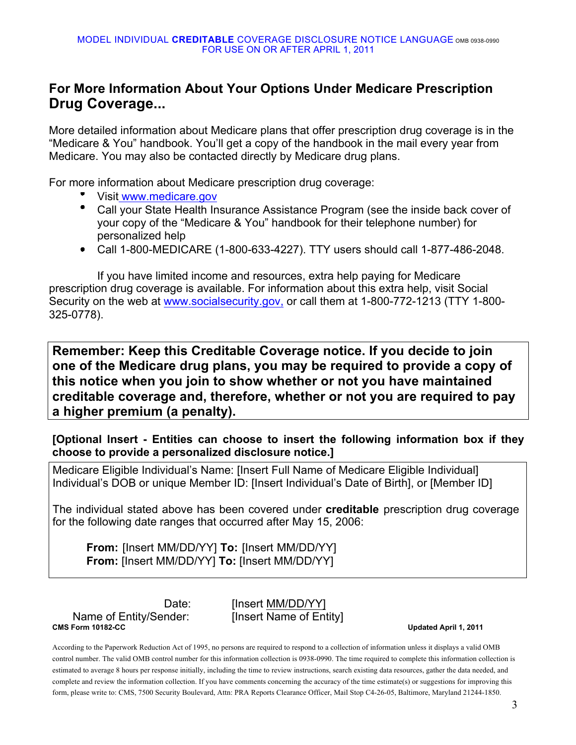## For More Information About Your Options Under Medicare Prescription Drug Coverage...

More detailed information about Medicare plans that offer prescription drug coverage is in the "Medicare & You" handbook. You'll get a copy of the handbook in the mail every year from Medicare. You may also be contacted directly by Medicare drug plans.

For more information about Medicare prescription drug coverage:

- Visit www.medicare.gov
- Call your State Health Insurance Assistance Program (see the inside back cover of your copy of the "Medicare & You" handbook for their telephone number) for personalized help
- Call 1-800-MEDICARE (1-800-633-4227). TTY users should call 1-877-486-2048.

If you have limited income and resources, extra help paying for Medicare prescription drug coverage is available. For information about this extra help, visit Social Security on the web at www.socialsecurity.gov, or call them at 1-800-772-1213 (TTY 1-800-325-0778).

**Remember: Keep this Creditable Coverage notice. If you decide to join one of the Medicare drug plans, you may be required to provide a copy of this notice when you join to show whether or not you have maintained creditable coverage and, therefore, whether or not you are required to pay a higher premium (a penalty).**

**[Optional Insert - Entities can choose to insert the following information box if they choose to provide a personalized disclosure notice.]**

Medicare Eligible Individual's Name: [Insert Full Name of Medicare Eligible Individual]
Individual's DOB or unique Member ID: [Insert Individual's Date of Birth], or [Member ID]

The individual stated above has been covered under **creditable** prescription drug coverage for the following date ranges that occurred after May 15, 2006:

**From:** [Insert MM/DD/YY] **To:** [Insert MM/DD/YY]
**From:** [Insert MM/DD/YY] **To:** [Insert MM/DD/YY]

Date: [Insert MM/DD/YY]
Name of Entity/Sender: [Insert Name of Entity]

**CMS Form 10182-CC** **Updated April 1, 2011**

According to the Paperwork Reduction Act of 1995, no persons are required to respond to a collection of information unless it displays a valid OMB control number. The valid OMB control number for this information collection is 0938-0990. The time required to complete this information collection is estimated to average 8 hours per response initially, including the time to review instructions, search existing data resources, gather the data needed, and complete and review the information collection. If you have comments concerning the accuracy of the time estimate(s) or suggestions for improving this form, please write to: CMS, 7500 Security Boulevard, Attn: PRA Reports Clearance Officer, Mail Stop C4-26-05, Baltimore, Maryland 21244-1850.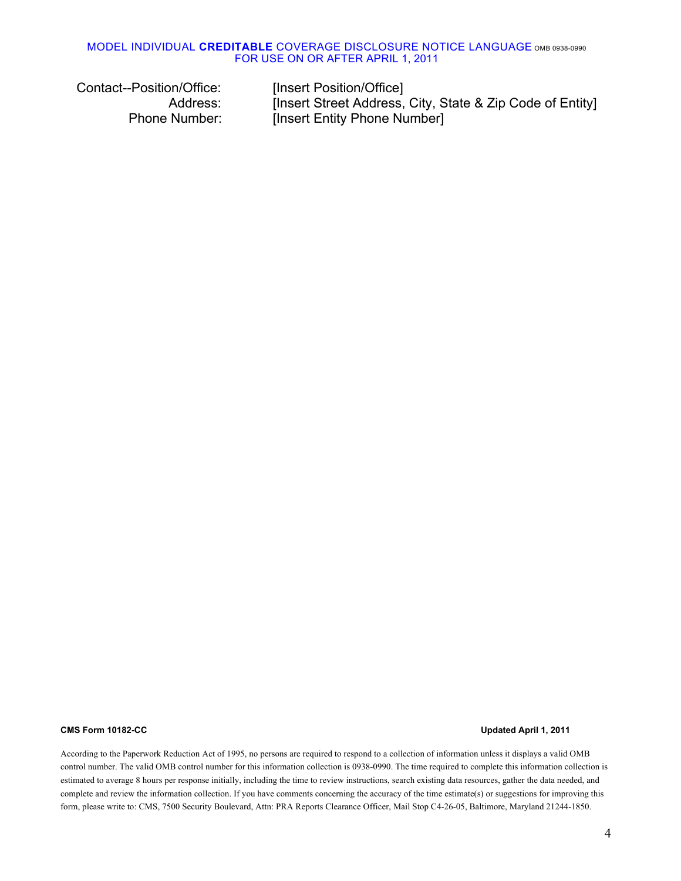| | |
|---|---|
| Contact--Position/Office: | [Insert Position/Office] |
| Address: | [Insert Street Address, City, State & Zip Code of Entity] |
| Phone Number: | [Insert Entity Phone Number] |

**CMS Form 10182-CC** **Updated April 1, 2011**

According to the Paperwork Reduction Act of 1995, no persons are required to respond to a collection of information unless it displays a valid OMB control number. The valid OMB control number for this information collection is 0938-0990. The time required to complete this information collection is estimated to average 8 hours per response initially, including the time to review instructions, search existing data resources, gather the data needed, and complete and review the information collection. If you have comments concerning the accuracy of the time estimate(s) or suggestions for improving this form, please write to: CMS, 7500 Security Boulevard, Attn: PRA Reports Clearance Officer, Mail Stop C4-26-05, Baltimore, Maryland 21244-1850.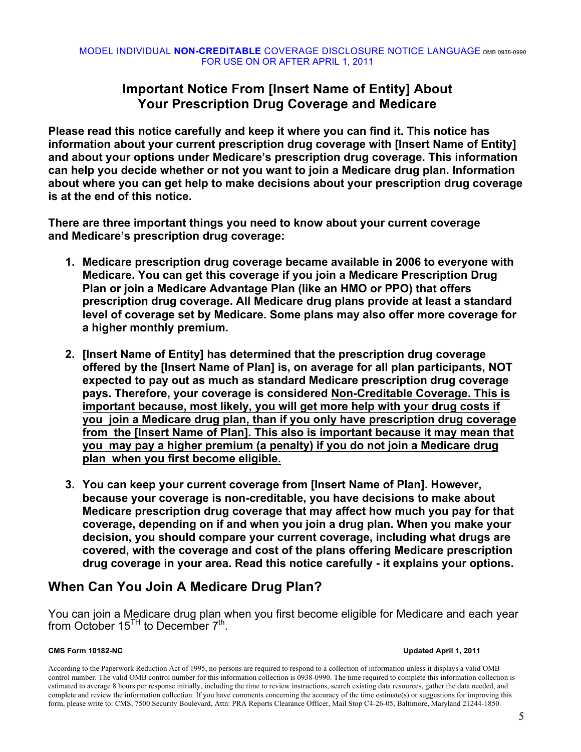MODEL INDIVIDUAL **NON-CREDITABLE** COVERAGE DISCLOSURE NOTICE LANGUAGE OMB 0938-0990
FOR USE ON OR AFTER APRIL 1, 2011

# Important Notice From [Insert Name of Entity] About Your Prescription Drug Coverage and Medicare

**Please read this notice carefully and keep it where you can find it. This notice has information about your current prescription drug coverage with [Insert Name of Entity] and about your options under Medicare's prescription drug coverage. This information can help you decide whether or not you want to join a Medicare drug plan. Information about where you can get help to make decisions about your prescription drug coverage is at the end of this notice.**

**There are three important things you need to know about your current coverage and Medicare's prescription drug coverage:**

1. **Medicare prescription drug coverage became available in 2006 to everyone with Medicare. You can get this coverage if you join a Medicare Prescription Drug Plan or join a Medicare Advantage Plan (like an HMO or PPO) that offers prescription drug coverage. All Medicare drug plans provide at least a standard level of coverage set by Medicare. Some plans may also offer more coverage for a higher monthly premium.**

2. **[Insert Name of Entity] has determined that the prescription drug coverage offered by the [Insert Name of Plan] is, on average for all plan participants, NOT expected to pay out as much as standard Medicare prescription drug coverage pays. Therefore, your coverage is considered <u>Non-Creditable Coverage. This is important because, most likely, you will get more help with your drug costs if you join a Medicare drug plan, than if you only have prescription drug coverage from the [Insert Name of Plan]. This also is important because it may mean that you may pay a higher premium (a penalty) if you do not join a Medicare drug plan when you first become eligible.</u>**

3. **You can keep your current coverage from [Insert Name of Plan]. However, because your coverage is non-creditable, you have decisions to make about Medicare prescription drug coverage that may affect how much you pay for that coverage, depending on if and when you join a drug plan. When you make your decision, you should compare your current coverage, including what drugs are covered, with the coverage and cost of the plans offering Medicare prescription drug coverage in your area. Read this notice carefully - it explains your options.**

## When Can You Join A Medicare Drug Plan?

You can join a Medicare drug plan when you first become eligible for Medicare and each year from October 15TH to December 7th.

**CMS Form 10182-NC** **Updated April 1, 2011**

According to the Paperwork Reduction Act of 1995, no persons are required to respond to a collection of information unless it displays a valid OMB control number. The valid OMB control number for this information collection is 0938-0990. The time required to complete this information collection is estimated to average 8 hours per response initially, including the time to review instructions, search existing data resources, gather the data needed, and complete and review the information collection. If you have comments concerning the accuracy of the time estimate(s) or suggestions for improving this form, please write to: CMS, 7500 Security Boulevard, Attn: PRA Reports Clearance Officer, Mail Stop C4-26-05, Baltimore, Maryland 21244-1850.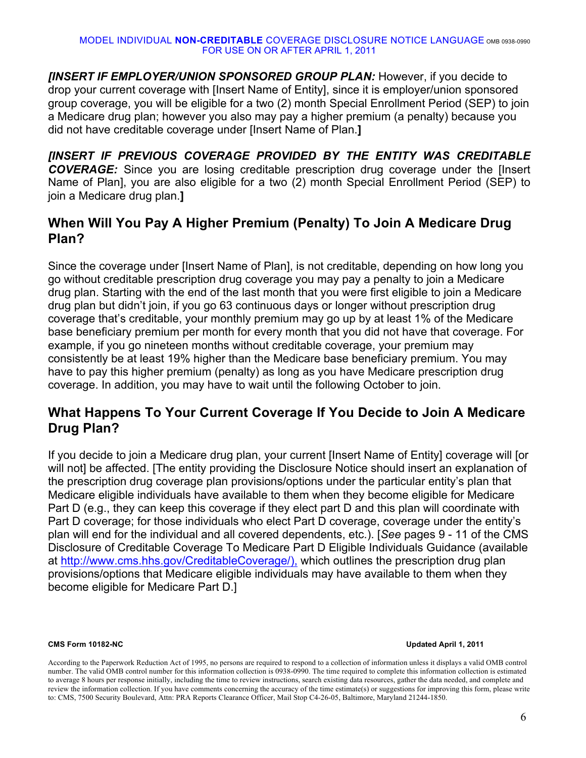***[INSERT IF EMPLOYER/UNION SPONSORED GROUP PLAN:*** However, if you decide to drop your current coverage with [Insert Name of Entity], since it is employer/union sponsored group coverage, you will be eligible for a two (2) month Special Enrollment Period (SEP) to join a Medicare drug plan; however you also may pay a higher premium (a penalty) because you did not have creditable coverage under [Insert Name of Plan.**]**

***[INSERT IF PREVIOUS COVERAGE PROVIDED BY THE ENTITY WAS CREDITABLE COVERAGE:*** Since you are losing creditable prescription drug coverage under the [Insert Name of Plan], you are also eligible for a two (2) month Special Enrollment Period (SEP) to join a Medicare drug plan.**]**

## When Will You Pay A Higher Premium (Penalty) To Join A Medicare Drug Plan?

Since the coverage under [Insert Name of Plan], is not creditable, depending on how long you go without creditable prescription drug coverage you may pay a penalty to join a Medicare drug plan. Starting with the end of the last month that you were first eligible to join a Medicare drug plan but didn't join, if you go 63 continuous days or longer without prescription drug coverage that's creditable, your monthly premium may go up by at least 1% of the Medicare base beneficiary premium per month for every month that you did not have that coverage. For example, if you go nineteen months without creditable coverage, your premium may consistently be at least 19% higher than the Medicare base beneficiary premium. You may have to pay this higher premium (penalty) as long as you have Medicare prescription drug coverage. In addition, you may have to wait until the following October to join.

## What Happens To Your Current Coverage If You Decide to Join A Medicare Drug Plan?

If you decide to join a Medicare drug plan, your current [Insert Name of Entity] coverage will [or will not] be affected. [The entity providing the Disclosure Notice should insert an explanation of the prescription drug coverage plan provisions/options under the particular entity's plan that Medicare eligible individuals have available to them when they become eligible for Medicare Part D (e.g., they can keep this coverage if they elect part D and this plan will coordinate with Part D coverage; for those individuals who elect Part D coverage, coverage under the entity's plan will end for the individual and all covered dependents, etc.). [*See* pages 9 - 11 of the CMS Disclosure of Creditable Coverage To Medicare Part D Eligible Individuals Guidance (available at http://www.cms.hhs.gov/CreditableCoverage/), which outlines the prescription drug plan provisions/options that Medicare eligible individuals may have available to them when they become eligible for Medicare Part D.]

**CMS Form 10182-NC** **Updated April 1, 2011**

According to the Paperwork Reduction Act of 1995, no persons are required to respond to a collection of information unless it displays a valid OMB control number. The valid OMB control number for this information collection is 0938-0990. The time required to complete this information collection is estimated to average 8 hours per response initially, including the time to review instructions, search existing data resources, gather the data needed, and complete and review the information collection. If you have comments concerning the accuracy of the time estimate(s) or suggestions for improving this form, please write to: CMS, 7500 Security Boulevard, Attn: PRA Reports Clearance Officer, Mail Stop C4-26-05, Baltimore, Maryland 21244-1850.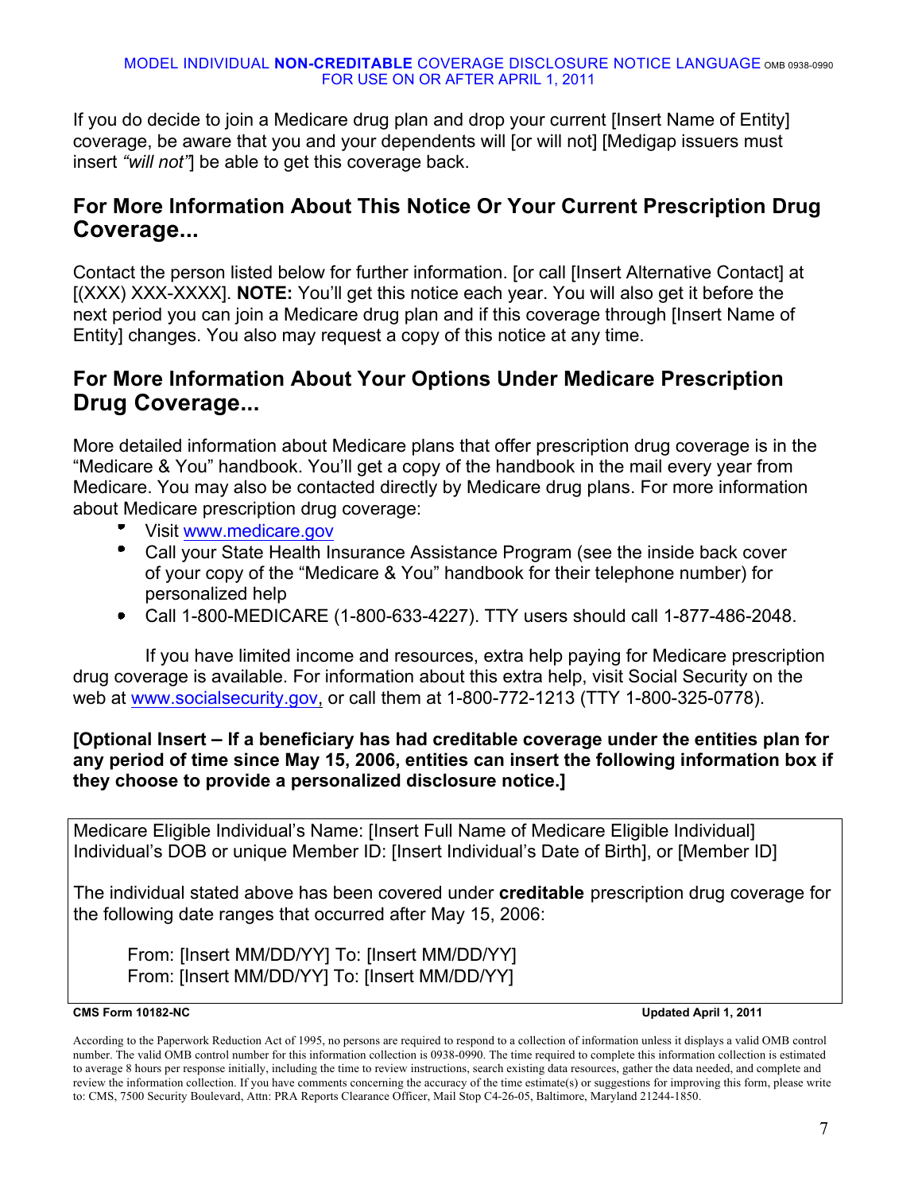If you do decide to join a Medicare drug plan and drop your current [Insert Name of Entity] coverage, be aware that you and your dependents will [or will not] [Medigap issuers must insert *"will not"*] be able to get this coverage back.

## For More Information About This Notice Or Your Current Prescription Drug Coverage...

Contact the person listed below for further information. [or call [Insert Alternative Contact] at [(XXX) XXX-XXXX]. **NOTE:** You'll get this notice each year. You will also get it before the next period you can join a Medicare drug plan and if this coverage through [Insert Name of Entity] changes. You also may request a copy of this notice at any time.

## For More Information About Your Options Under Medicare Prescription Drug Coverage...

More detailed information about Medicare plans that offer prescription drug coverage is in the "Medicare & You" handbook. You'll get a copy of the handbook in the mail every year from Medicare. You may also be contacted directly by Medicare drug plans. For more information about Medicare prescription drug coverage:

- Visit www.medicare.gov
- Call your State Health Insurance Assistance Program (see the inside back cover of your copy of the "Medicare & You" handbook for their telephone number) for personalized help
- Call 1-800-MEDICARE (1-800-633-4227). TTY users should call 1-877-486-2048.

If you have limited income and resources, extra help paying for Medicare prescription drug coverage is available. For information about this extra help, visit Social Security on the web at www.socialsecurity.gov, or call them at 1-800-772-1213 (TTY 1-800-325-0778).

**[Optional Insert – If a beneficiary has had creditable coverage under the entities plan for any period of time since May 15, 2006, entities can insert the following information box if they choose to provide a personalized disclosure notice.]**

> Medicare Eligible Individual's Name: [Insert Full Name of Medicare Eligible Individual]
> Individual's DOB or unique Member ID: [Insert Individual's Date of Birth], or [Member ID]
>
> The individual stated above has been covered under **creditable** prescription drug coverage for the following date ranges that occurred after May 15, 2006:
>
> From: [Insert MM/DD/YY] To: [Insert MM/DD/YY]
> From: [Insert MM/DD/YY] To: [Insert MM/DD/YY]

**CMS Form 10182-NC** **Updated April 1, 2011**

According to the Paperwork Reduction Act of 1995, no persons are required to respond to a collection of information unless it displays a valid OMB control number. The valid OMB control number for this information collection is 0938-0990. The time required to complete this information collection is estimated to average 8 hours per response initially, including the time to review instructions, search existing data resources, gather the data needed, and complete and review the information collection. If you have comments concerning the accuracy of the time estimate(s) or suggestions for improving this form, please write to: CMS, 7500 Security Boulevard, Attn: PRA Reports Clearance Officer, Mail Stop C4-26-05, Baltimore, Maryland 21244-1850.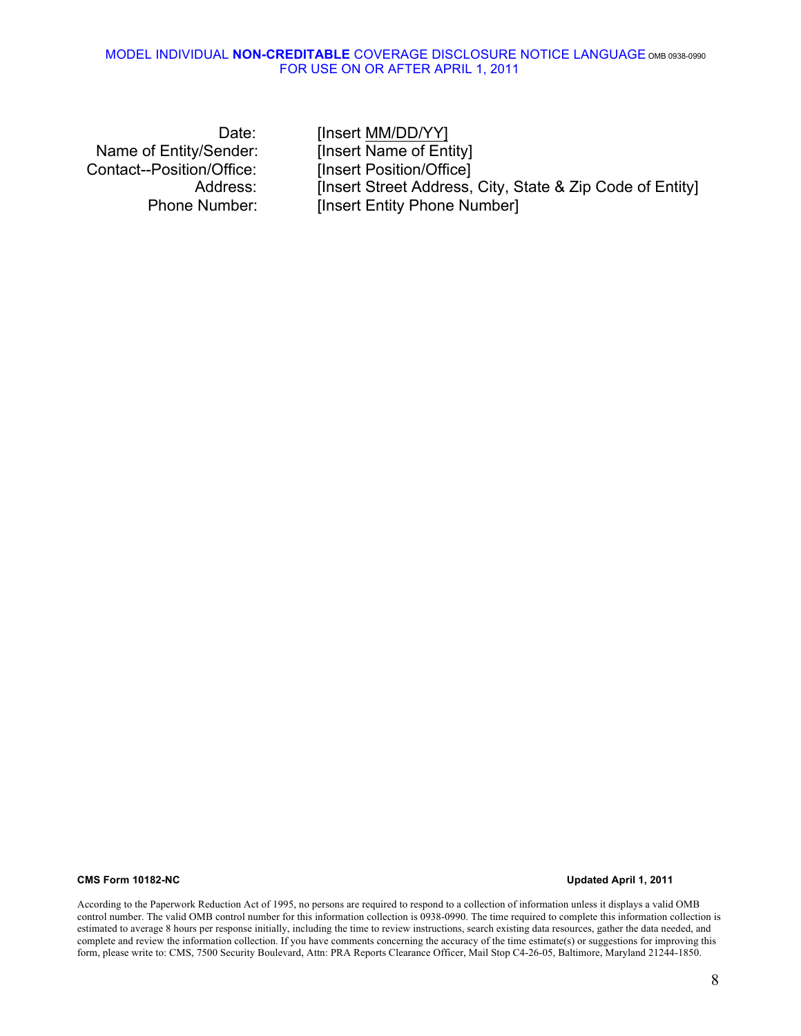MODEL INDIVIDUAL **NON-CREDITABLE** COVERAGE DISCLOSURE NOTICE LANGUAGE OMB 0938-0990
FOR USE ON OR AFTER APRIL 1, 2011

| | |
|---|---|
| Date: | [Insert MM/DD/YY] |
| Name of Entity/Sender: | [Insert Name of Entity] |
| Contact--Position/Office: | [Insert Position/Office] |
| Address: | [Insert Street Address, City, State & Zip Code of Entity] |
| Phone Number: | [Insert Entity Phone Number] |

**CMS Form 10182-NC** **Updated April 1, 2011**

According to the Paperwork Reduction Act of 1995, no persons are required to respond to a collection of information unless it displays a valid OMB control number. The valid OMB control number for this information collection is 0938-0990. The time required to complete this information collection is estimated to average 8 hours per response initially, including the time to review instructions, search existing data resources, gather the data needed, and complete and review the information collection. If you have comments concerning the accuracy of the time estimate(s) or suggestions for improving this form, please write to: CMS, 7500 Security Boulevard, Attn: PRA Reports Clearance Officer, Mail Stop C4-26-05, Baltimore, Maryland 21244-1850.